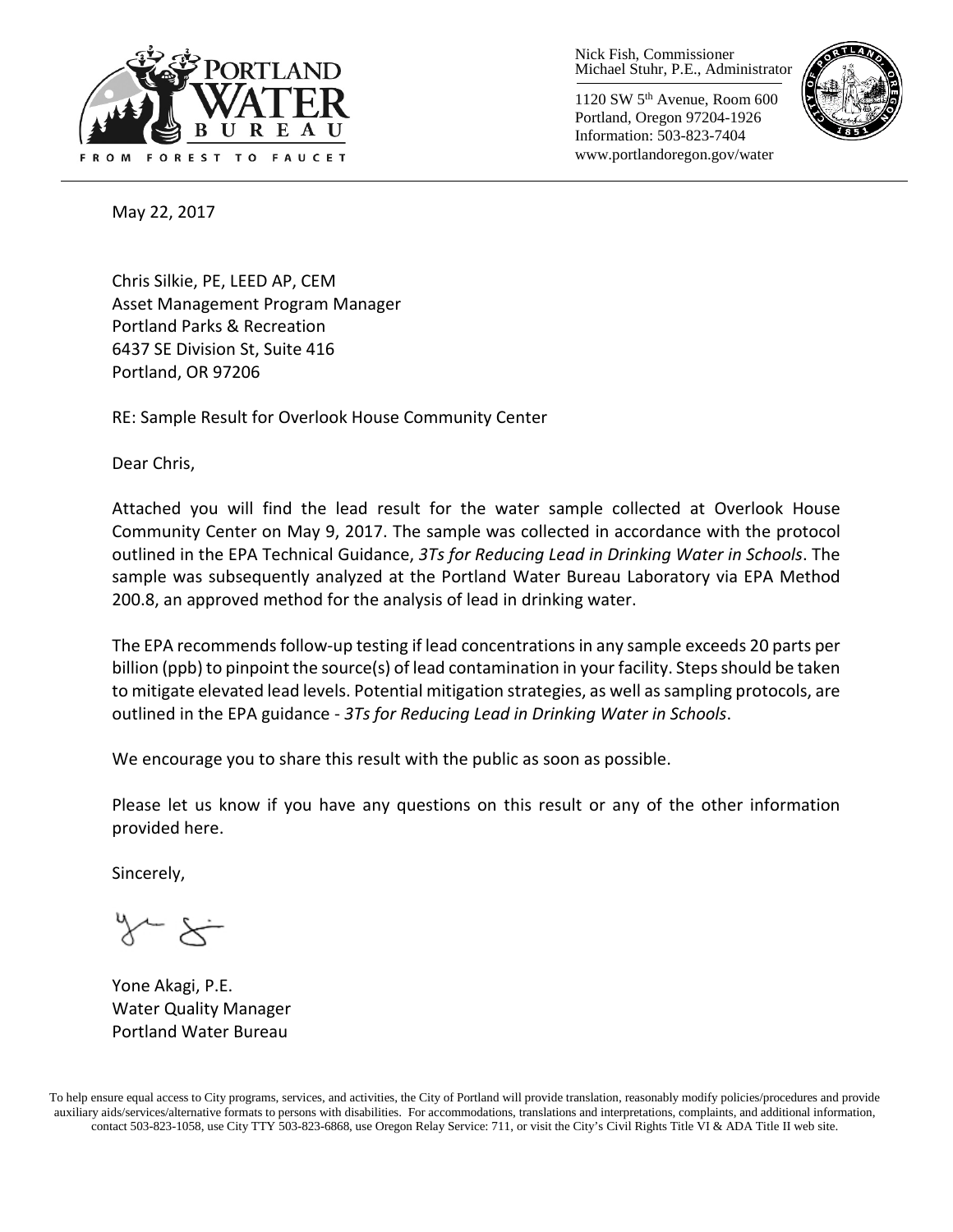Nick Fish, Commissioner
Michael Stuhr, P.E., Administrator

1120 SW 5th Avenue, Room 600
Portland, Oregon 97204-1926
Information: 503-823-7404
www.portlandoregon.gov/water

May 22, 2017

Chris Silkie, PE, LEED AP, CEM
Asset Management Program Manager
Portland Parks & Recreation
6437 SE Division St, Suite 416
Portland, OR 97206

RE: Sample Result for Overlook House Community Center

Dear Chris,

Attached you will find the lead result for the water sample collected at Overlook House Community Center on May 9, 2017. The sample was collected in accordance with the protocol outlined in the EPA Technical Guidance, *3Ts for Reducing Lead in Drinking Water in Schools*. The sample was subsequently analyzed at the Portland Water Bureau Laboratory via EPA Method 200.8, an approved method for the analysis of lead in drinking water.

The EPA recommends follow-up testing if lead concentrations in any sample exceeds 20 parts per billion (ppb) to pinpoint the source(s) of lead contamination in your facility. Steps should be taken to mitigate elevated lead levels. Potential mitigation strategies, as well as sampling protocols, are outlined in the EPA guidance - *3Ts for Reducing Lead in Drinking Water in Schools*.

We encourage you to share this result with the public as soon as possible.

Please let us know if you have any questions on this result or any of the other information provided here.

Sincerely,

Yone Akagi, P.E.
Water Quality Manager
Portland Water Bureau

To help ensure equal access to City programs, services, and activities, the City of Portland will provide translation, reasonably modify policies/procedures and provide auxiliary aids/services/alternative formats to persons with disabilities. For accommodations, translations and interpretations, complaints, and additional information, contact 503-823-1058, use City TTY 503-823-6868, use Oregon Relay Service: 711, or visit the City's Civil Rights Title VI & ADA Title II web site.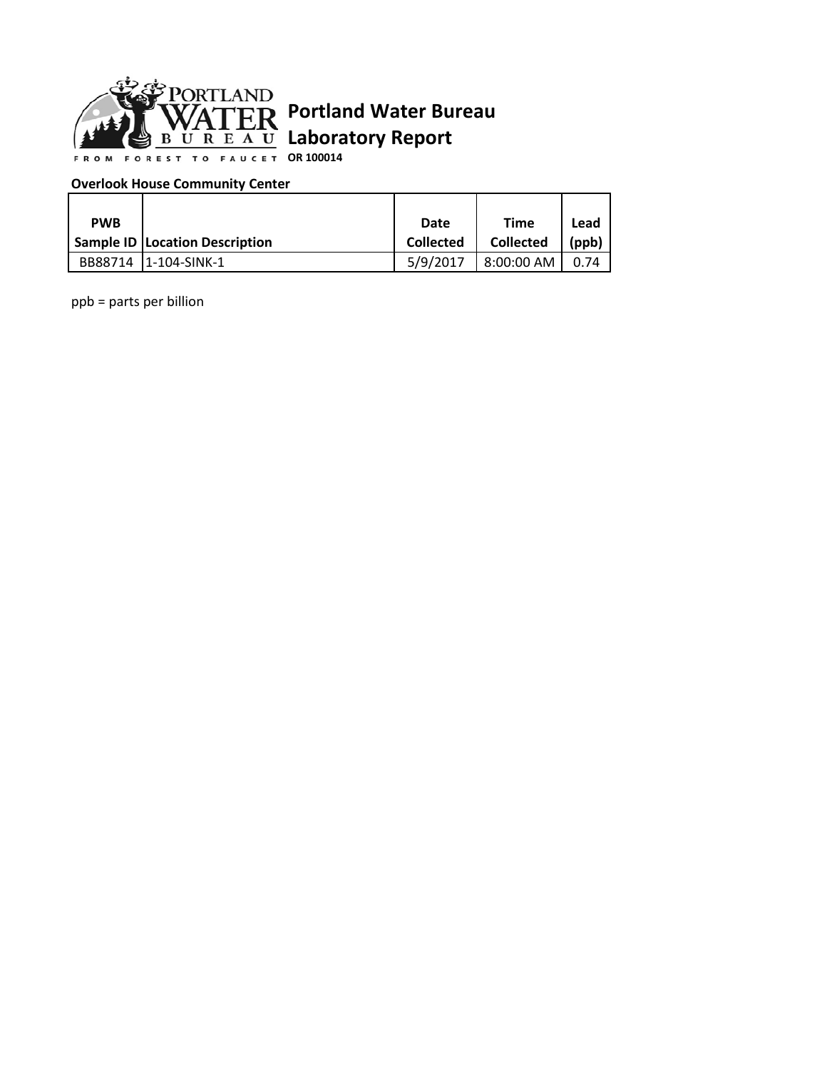PORTLAND WATER BUREAU

FROM FOREST TO FAUCET

# Portland Water Bureau
# Laboratory Report

**OR 100014**

**Overlook House Community Center**

| PWB Sample ID | Location Description | Date Collected | Time Collected | Lead (ppb) |
|---|---|---|---|---|
| BB88714 | 1-104-SINK-1 | 5/9/2017 | 8:00:00 AM | 0.74 |

ppb = parts per billion